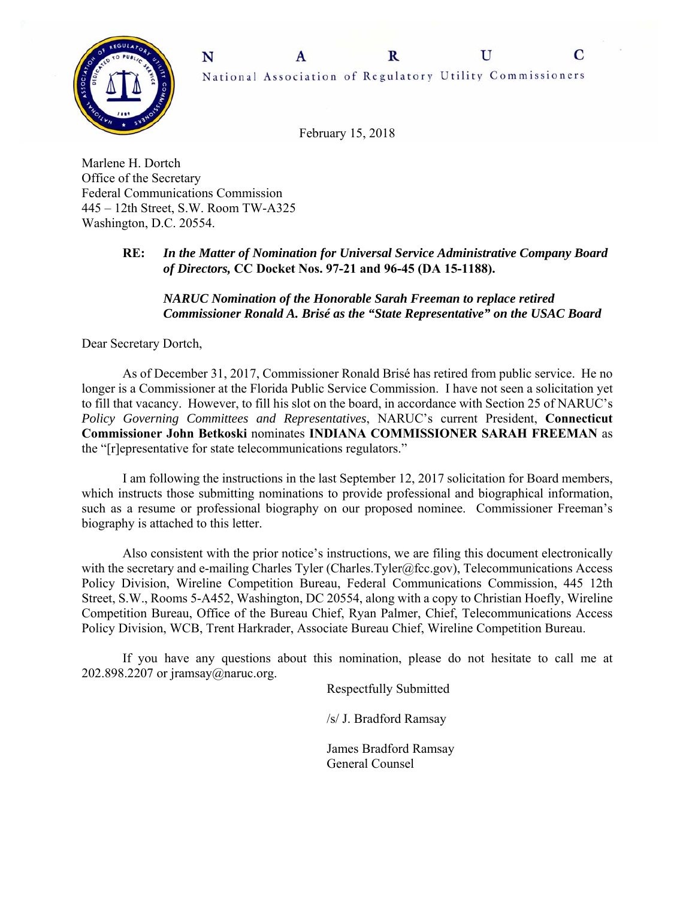**N A R U C**

National Association of Regulatory Utility Commissioners

February 15, 2018

Marlene H. Dortch
Office of the Secretary
Federal Communications Commission
445 – 12th Street, S.W. Room TW-A325
Washington, D.C. 20554.

**RE:** ***In the Matter of Nomination for Universal Service Administrative Company Board of Directors,*** **CC Docket Nos. 97-21 and 96-45 (DA 15-1188).**

***NARUC Nomination of the Honorable Sarah Freeman to replace retired Commissioner Ronald A. Brisé as the "State Representative" on the USAC Board***

Dear Secretary Dortch,

As of December 31, 2017, Commissioner Ronald Brisé has retired from public service. He no longer is a Commissioner at the Florida Public Service Commission. I have not seen a solicitation yet to fill that vacancy. However, to fill his slot on the board, in accordance with Section 25 of NARUC's *Policy Governing Committees and Representatives*, NARUC's current President, **Connecticut Commissioner John Betkoski** nominates **INDIANA COMMISSIONER SARAH FREEMAN** as the "[r]epresentative for state telecommunications regulators."

I am following the instructions in the last September 12, 2017 solicitation for Board members, which instructs those submitting nominations to provide professional and biographical information, such as a resume or professional biography on our proposed nominee. Commissioner Freeman's biography is attached to this letter.

Also consistent with the prior notice's instructions, we are filing this document electronically with the secretary and e-mailing Charles Tyler (Charles.Tyler@fcc.gov), Telecommunications Access Policy Division, Wireline Competition Bureau, Federal Communications Commission, 445 12th Street, S.W., Rooms 5-A452, Washington, DC 20554, along with a copy to Christian Hoefly, Wireline Competition Bureau, Office of the Bureau Chief, Ryan Palmer, Chief, Telecommunications Access Policy Division, WCB, Trent Harkrader, Associate Bureau Chief, Wireline Competition Bureau.

If you have any questions about this nomination, please do not hesitate to call me at 202.898.2207 or jramsay@naruc.org.

Respectfully Submitted

/s/ J. Bradford Ramsay

James Bradford Ramsay
General Counsel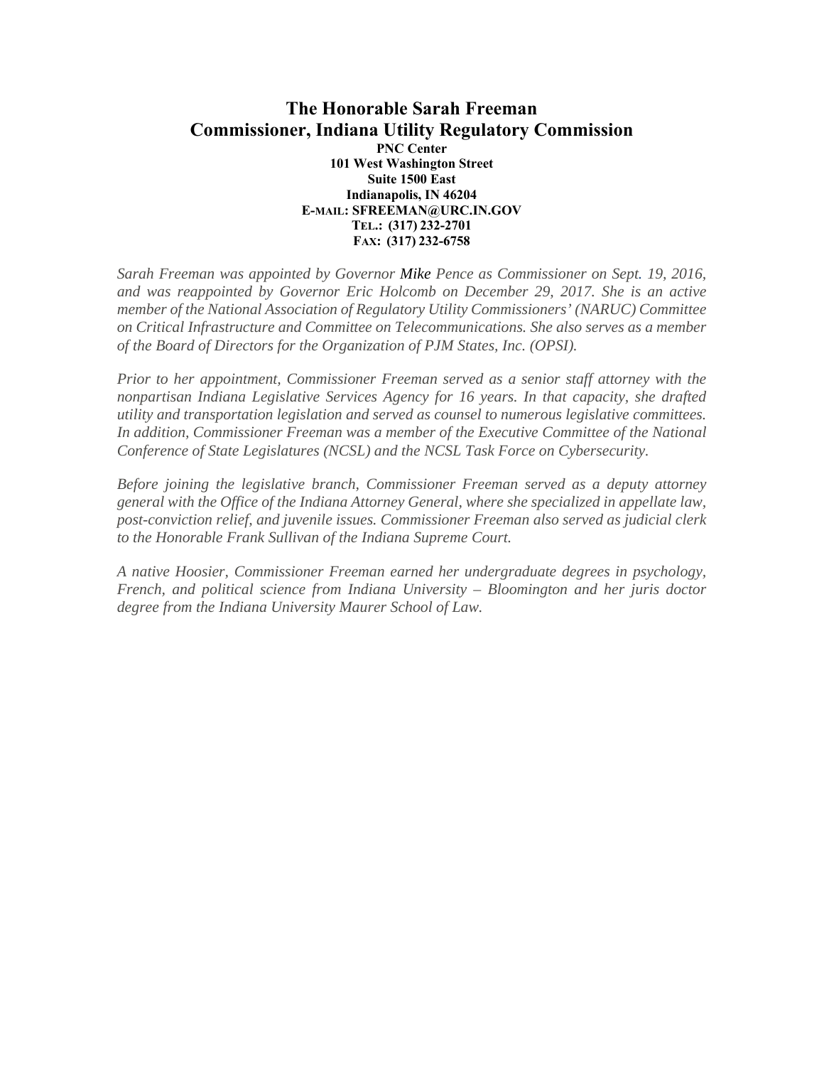# The Honorable Sarah Freeman
# Commissioner, Indiana Utility Regulatory Commission

**PNC Center**
**101 West Washington Street**
**Suite 1500 East**
**Indianapolis, IN 46204**
**E-MAIL: SFREEMAN@URC.IN.GOV**
**TEL.: (317) 232-2701**
**FAX: (317) 232-6758**

*Sarah Freeman was appointed by Governor Mike Pence as Commissioner on Sept. 19, 2016, and was reappointed by Governor Eric Holcomb on December 29, 2017. She is an active member of the National Association of Regulatory Utility Commissioners' (NARUC) Committee on Critical Infrastructure and Committee on Telecommunications. She also serves as a member of the Board of Directors for the Organization of PJM States, Inc. (OPSI).*

*Prior to her appointment, Commissioner Freeman served as a senior staff attorney with the nonpartisan Indiana Legislative Services Agency for 16 years. In that capacity, she drafted utility and transportation legislation and served as counsel to numerous legislative committees. In addition, Commissioner Freeman was a member of the Executive Committee of the National Conference of State Legislatures (NCSL) and the NCSL Task Force on Cybersecurity.*

*Before joining the legislative branch, Commissioner Freeman served as a deputy attorney general with the Office of the Indiana Attorney General, where she specialized in appellate law, post-conviction relief, and juvenile issues. Commissioner Freeman also served as judicial clerk to the Honorable Frank Sullivan of the Indiana Supreme Court.*

*A native Hoosier, Commissioner Freeman earned her undergraduate degrees in psychology, French, and political science from Indiana University – Bloomington and her juris doctor degree from the Indiana University Maurer School of Law.*